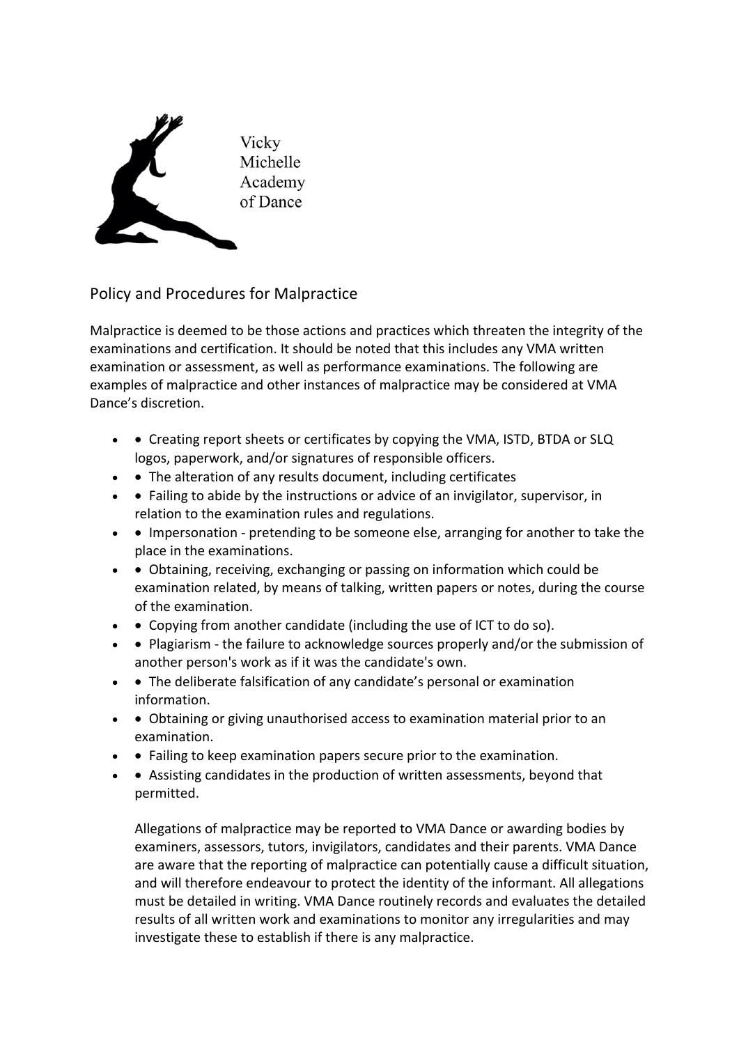Vicky Michelle Academy of Dance

## Policy and Procedures for Malpractice

Malpractice is deemed to be those actions and practices which threaten the integrity of the examinations and certification. It should be noted that this includes any VMA written examination or assessment, as well as performance examinations. The following are examples of malpractice and other instances of malpractice may be considered at VMA Dance's discretion.

- Creating report sheets or certificates by copying the VMA, ISTD, BTDA or SLQ logos, paperwork, and/or signatures of responsible officers.
- The alteration of any results document, including certificates
- Failing to abide by the instructions or advice of an invigilator, supervisor, in relation to the examination rules and regulations.
- Impersonation - pretending to be someone else, arranging for another to take the place in the examinations.
- Obtaining, receiving, exchanging or passing on information which could be examination related, by means of talking, written papers or notes, during the course of the examination.
- Copying from another candidate (including the use of ICT to do so).
- Plagiarism - the failure to acknowledge sources properly and/or the submission of another person's work as if it was the candidate's own.
- The deliberate falsification of any candidate's personal or examination information.
- Obtaining or giving unauthorised access to examination material prior to an examination.
- Failing to keep examination papers secure prior to the examination.
- Assisting candidates in the production of written assessments, beyond that permitted.

Allegations of malpractice may be reported to VMA Dance or awarding bodies by examiners, assessors, tutors, invigilators, candidates and their parents. VMA Dance are aware that the reporting of malpractice can potentially cause a difficult situation, and will therefore endeavour to protect the identity of the informant. All allegations must be detailed in writing. VMA Dance routinely records and evaluates the detailed results of all written work and examinations to monitor any irregularities and may investigate these to establish if there is any malpractice.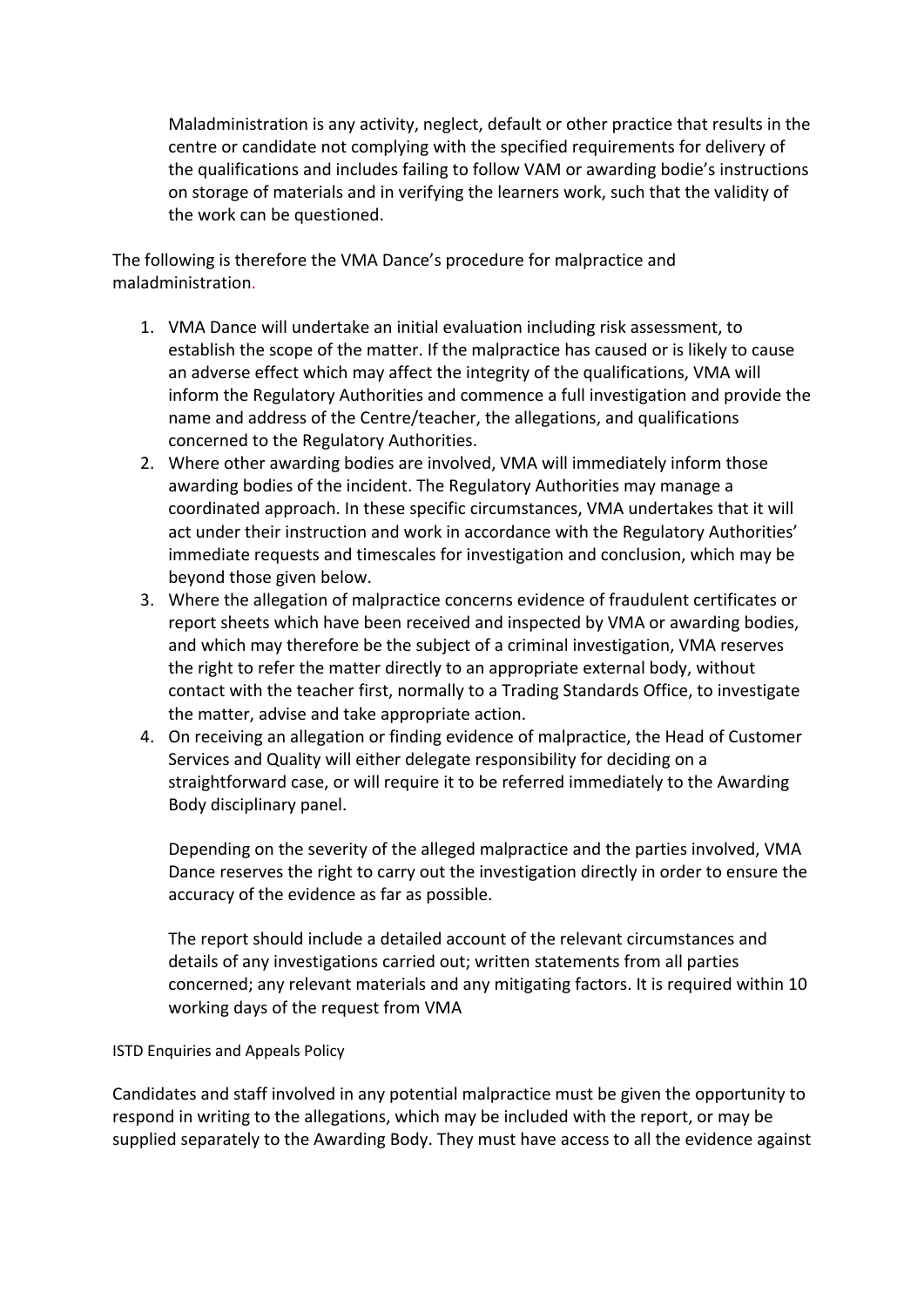Maladministration is any activity, neglect, default or other practice that results in the centre or candidate not complying with the specified requirements for delivery of the qualifications and includes failing to follow VAM or awarding bodie's instructions on storage of materials and in verifying the learners work, such that the validity of the work can be questioned.

The following is therefore the VMA Dance's procedure for malpractice and maladministration.

1. VMA Dance will undertake an initial evaluation including risk assessment, to establish the scope of the matter. If the malpractice has caused or is likely to cause an adverse effect which may affect the integrity of the qualifications, VMA will inform the Regulatory Authorities and commence a full investigation and provide the name and address of the Centre/teacher, the allegations, and qualifications concerned to the Regulatory Authorities.
2. Where other awarding bodies are involved, VMA will immediately inform those awarding bodies of the incident. The Regulatory Authorities may manage a coordinated approach. In these specific circumstances, VMA undertakes that it will act under their instruction and work in accordance with the Regulatory Authorities' immediate requests and timescales for investigation and conclusion, which may be beyond those given below.
3. Where the allegation of malpractice concerns evidence of fraudulent certificates or report sheets which have been received and inspected by VMA or awarding bodies, and which may therefore be the subject of a criminal investigation, VMA reserves the right to refer the matter directly to an appropriate external body, without contact with the teacher first, normally to a Trading Standards Office, to investigate the matter, advise and take appropriate action.
4. On receiving an allegation or finding evidence of malpractice, the Head of Customer Services and Quality will either delegate responsibility for deciding on a straightforward case, or will require it to be referred immediately to the Awarding Body disciplinary panel.

   Depending on the severity of the alleged malpractice and the parties involved, VMA Dance reserves the right to carry out the investigation directly in order to ensure the accuracy of the evidence as far as possible.

   The report should include a detailed account of the relevant circumstances and details of any investigations carried out; written statements from all parties concerned; any relevant materials and any mitigating factors. It is required within 10 working days of the request from VMA

ISTD Enquiries and Appeals Policy

Candidates and staff involved in any potential malpractice must be given the opportunity to respond in writing to the allegations, which may be included with the report, or may be supplied separately to the Awarding Body. They must have access to all the evidence against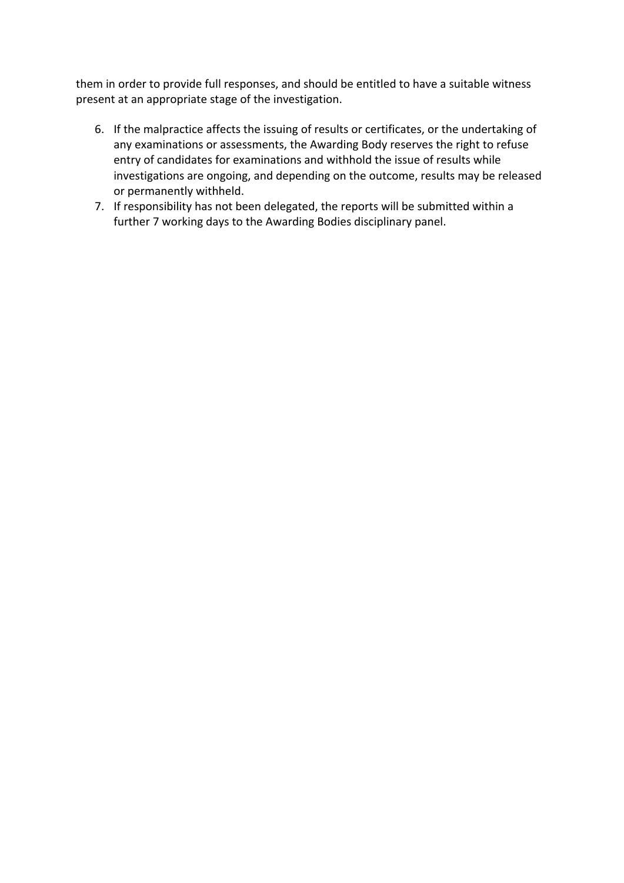them in order to provide full responses, and should be entitled to have a suitable witness present at an appropriate stage of the investigation.

6. If the malpractice affects the issuing of results or certificates, or the undertaking of any examinations or assessments, the Awarding Body reserves the right to refuse entry of candidates for examinations and withhold the issue of results while investigations are ongoing, and depending on the outcome, results may be released or permanently withheld.
7. If responsibility has not been delegated, the reports will be submitted within a further 7 working days to the Awarding Bodies disciplinary panel.